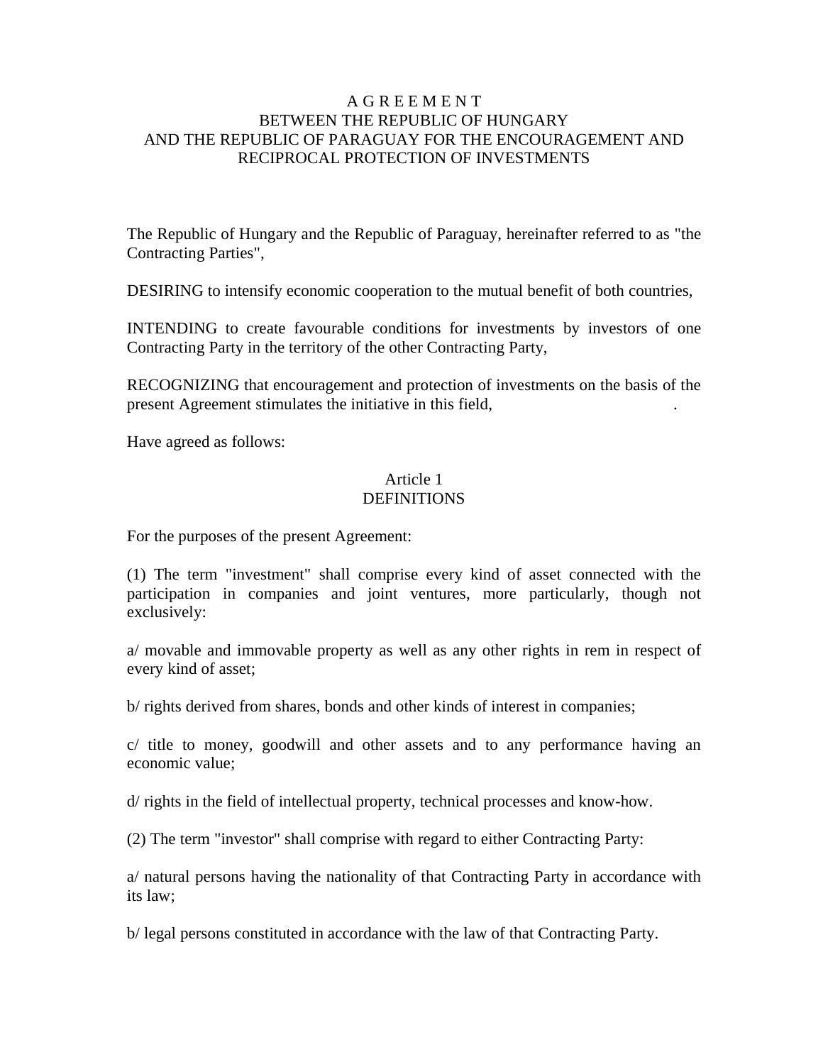# A G R E E M E N T
# BETWEEN THE REPUBLIC OF HUNGARY AND THE REPUBLIC OF PARAGUAY FOR THE ENCOURAGEMENT AND RECIPROCAL PROTECTION OF INVESTMENTS

The Republic of Hungary and the Republic of Paraguay, hereinafter referred to as "the Contracting Parties",

DESIRING to intensify economic cooperation to the mutual benefit of both countries,

INTENDING to create favourable conditions for investments by investors of one Contracting Party in the territory of the other Contracting Party,

RECOGNIZING that encouragement and protection of investments on the basis of the present Agreement stimulates the initiative in this field, .

Have agreed as follows:

## Article 1
## DEFINITIONS

For the purposes of the present Agreement:

(1) The term "investment" shall comprise every kind of asset connected with the participation in companies and joint ventures, more particularly, though not exclusively:

a/ movable and immovable property as well as any other rights in rem in respect of every kind of asset;

b/ rights derived from shares, bonds and other kinds of interest in companies;

c/ title to money, goodwill and other assets and to any performance having an economic value;

d/ rights in the field of intellectual property, technical processes and know-how.

(2) The term "investor" shall comprise with regard to either Contracting Party:

a/ natural persons having the nationality of that Contracting Party in accordance with its law;

b/ legal persons constituted in accordance with the law of that Contracting Party.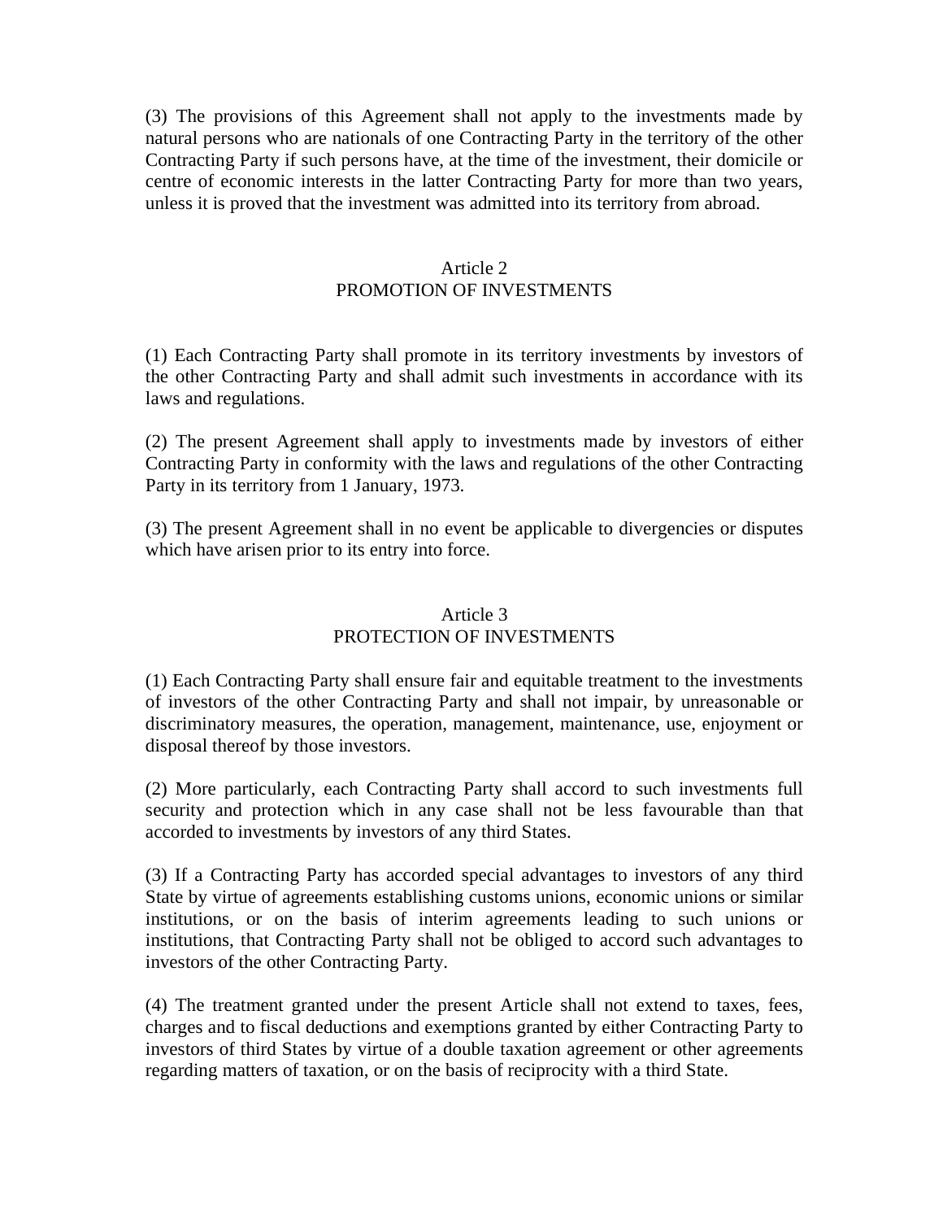(3) The provisions of this Agreement shall not apply to the investments made by natural persons who are nationals of one Contracting Party in the territory of the other Contracting Party if such persons have, at the time of the investment, their domicile or centre of economic interests in the latter Contracting Party for more than two years, unless it is proved that the investment was admitted into its territory from abroad.

## Article 2
## PROMOTION OF INVESTMENTS

(1) Each Contracting Party shall promote in its territory investments by investors of the other Contracting Party and shall admit such investments in accordance with its laws and regulations.

(2) The present Agreement shall apply to investments made by investors of either Contracting Party in conformity with the laws and regulations of the other Contracting Party in its territory from 1 January, 1973.

(3) The present Agreement shall in no event be applicable to divergencies or disputes which have arisen prior to its entry into force.

## Article 3
## PROTECTION OF INVESTMENTS

(1) Each Contracting Party shall ensure fair and equitable treatment to the investments of investors of the other Contracting Party and shall not impair, by unreasonable or discriminatory measures, the operation, management, maintenance, use, enjoyment or disposal thereof by those investors.

(2) More particularly, each Contracting Party shall accord to such investments full security and protection which in any case shall not be less favourable than that accorded to investments by investors of any third States.

(3) If a Contracting Party has accorded special advantages to investors of any third State by virtue of agreements establishing customs unions, economic unions or similar institutions, or on the basis of interim agreements leading to such unions or institutions, that Contracting Party shall not be obliged to accord such advantages to investors of the other Contracting Party.

(4) The treatment granted under the present Article shall not extend to taxes, fees, charges and to fiscal deductions and exemptions granted by either Contracting Party to investors of third States by virtue of a double taxation agreement or other agreements regarding matters of taxation, or on the basis of reciprocity with a third State.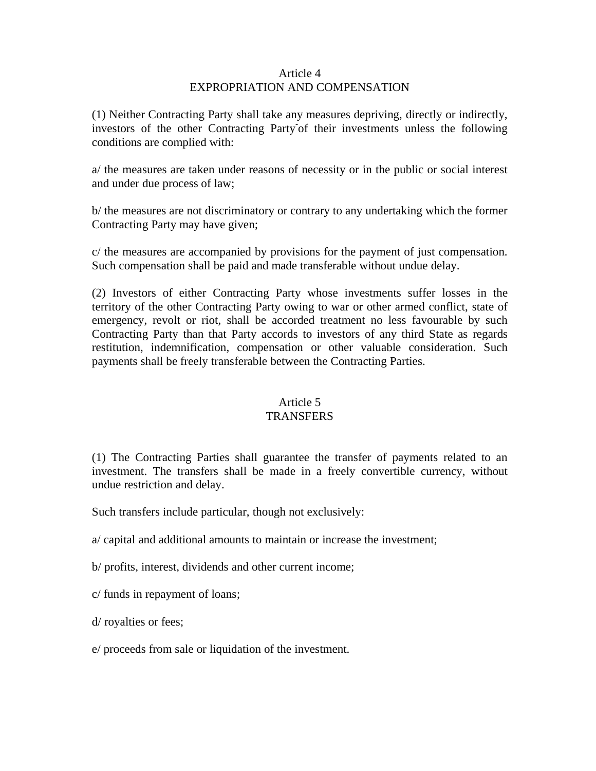## Article 4
## EXPROPRIATION AND COMPENSATION

(1) Neither Contracting Party shall take any measures depriving, directly or indirectly, investors of the other Contracting Party of their investments unless the following conditions are complied with:

a/ the measures are taken under reasons of necessity or in the public or social interest and under due process of law;

b/ the measures are not discriminatory or contrary to any undertaking which the former Contracting Party may have given;

c/ the measures are accompanied by provisions for the payment of just compensation. Such compensation shall be paid and made transferable without undue delay.

(2) Investors of either Contracting Party whose investments suffer losses in the territory of the other Contracting Party owing to war or other armed conflict, state of emergency, revolt or riot, shall be accorded treatment no less favourable by such Contracting Party than that Party accords to investors of any third State as regards restitution, indemnification, compensation or other valuable consideration. Such payments shall be freely transferable between the Contracting Parties.

## Article 5
## TRANSFERS

(1) The Contracting Parties shall guarantee the transfer of payments related to an investment. The transfers shall be made in a freely convertible currency, without undue restriction and delay.

Such transfers include particular, though not exclusively:

a/ capital and additional amounts to maintain or increase the investment;

b/ profits, interest, dividends and other current income;

c/ funds in repayment of loans;

d/ royalties or fees;

e/ proceeds from sale or liquidation of the investment.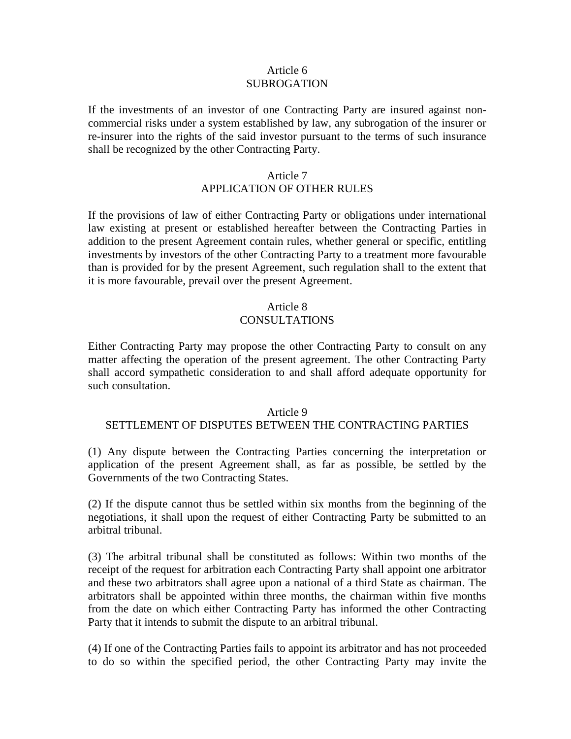## Article 6
## SUBROGATION

If the investments of an investor of one Contracting Party are insured against non-commercial risks under a system established by law, any subrogation of the insurer or re-insurer into the rights of the said investor pursuant to the terms of such insurance shall be recognized by the other Contracting Party.

## Article 7
## APPLICATION OF OTHER RULES

If the provisions of law of either Contracting Party or obligations under international law existing at present or established hereafter between the Contracting Parties in addition to the present Agreement contain rules, whether general or specific, entitling investments by investors of the other Contracting Party to a treatment more favourable than is provided for by the present Agreement, such regulation shall to the extent that it is more favourable, prevail over the present Agreement.

## Article 8
## CONSULTATIONS

Either Contracting Party may propose the other Contracting Party to consult on any matter affecting the operation of the present agreement. The other Contracting Party shall accord sympathetic consideration to and shall afford adequate opportunity for such consultation.

## Article 9
## SETTLEMENT OF DISPUTES BETWEEN THE CONTRACTING PARTIES

(1) Any dispute between the Contracting Parties concerning the interpretation or application of the present Agreement shall, as far as possible, be settled by the Governments of the two Contracting States.

(2) If the dispute cannot thus be settled within six months from the beginning of the negotiations, it shall upon the request of either Contracting Party be submitted to an arbitral tribunal.

(3) The arbitral tribunal shall be constituted as follows: Within two months of the receipt of the request for arbitration each Contracting Party shall appoint one arbitrator and these two arbitrators shall agree upon a national of a third State as chairman. The arbitrators shall be appointed within three months, the chairman within five months from the date on which either Contracting Party has informed the other Contracting Party that it intends to submit the dispute to an arbitral tribunal.

(4) If one of the Contracting Parties fails to appoint its arbitrator and has not proceeded to do so within the specified period, the other Contracting Party may invite the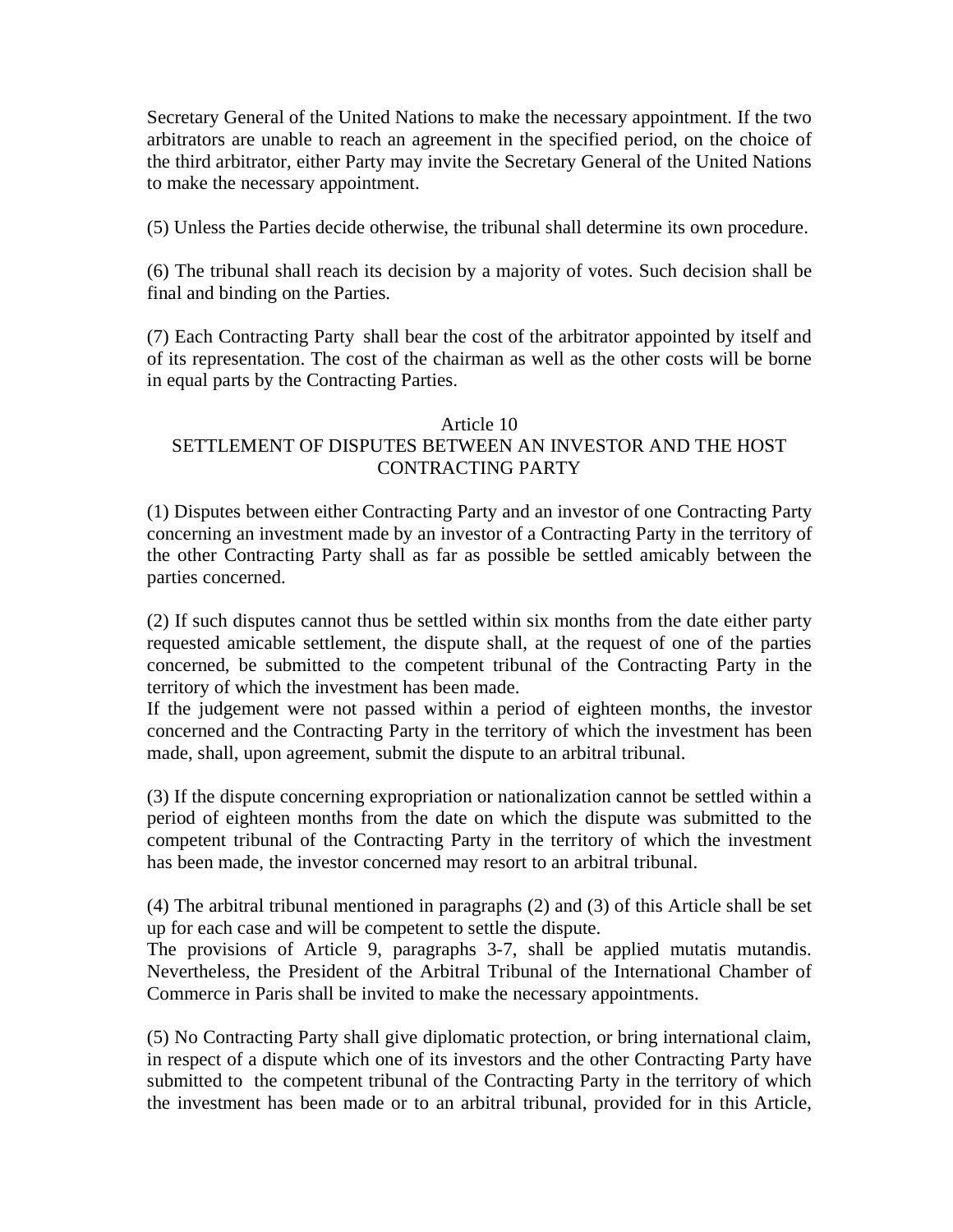Secretary General of the United Nations to make the necessary appointment. If the two arbitrators are unable to reach an agreement in the specified period, on the choice of the third arbitrator, either Party may invite the Secretary General of the United Nations to make the necessary appointment.

(5) Unless the Parties decide otherwise, the tribunal shall determine its own procedure.

(6) The tribunal shall reach its decision by a majority of votes. Such decision shall be final and binding on the Parties.

(7) Each Contracting Party shall bear the cost of the arbitrator appointed by itself and of its representation. The cost of the chairman as well as the other costs will be borne in equal parts by the Contracting Parties.

## Article 10
## SETTLEMENT OF DISPUTES BETWEEN AN INVESTOR AND THE HOST CONTRACTING PARTY

(1) Disputes between either Contracting Party and an investor of one Contracting Party concerning an investment made by an investor of a Contracting Party in the territory of the other Contracting Party shall as far as possible be settled amicably between the parties concerned.

(2) If such disputes cannot thus be settled within six months from the date either party requested amicable settlement, the dispute shall, at the request of one of the parties concerned, be submitted to the competent tribunal of the Contracting Party in the territory of which the investment has been made.
If the judgement were not passed within a period of eighteen months, the investor concerned and the Contracting Party in the territory of which the investment has been made, shall, upon agreement, submit the dispute to an arbitral tribunal.

(3) If the dispute concerning expropriation or nationalization cannot be settled within a period of eighteen months from the date on which the dispute was submitted to the competent tribunal of the Contracting Party in the territory of which the investment has been made, the investor concerned may resort to an arbitral tribunal.

(4) The arbitral tribunal mentioned in paragraphs (2) and (3) of this Article shall be set up for each case and will be competent to settle the dispute.
The provisions of Article 9, paragraphs 3-7, shall be applied mutatis mutandis. Nevertheless, the President of the Arbitral Tribunal of the International Chamber of Commerce in Paris shall be invited to make the necessary appointments.

(5) No Contracting Party shall give diplomatic protection, or bring international claim, in respect of a dispute which one of its investors and the other Contracting Party have submitted to the competent tribunal of the Contracting Party in the territory of which the investment has been made or to an arbitral tribunal, provided for in this Article,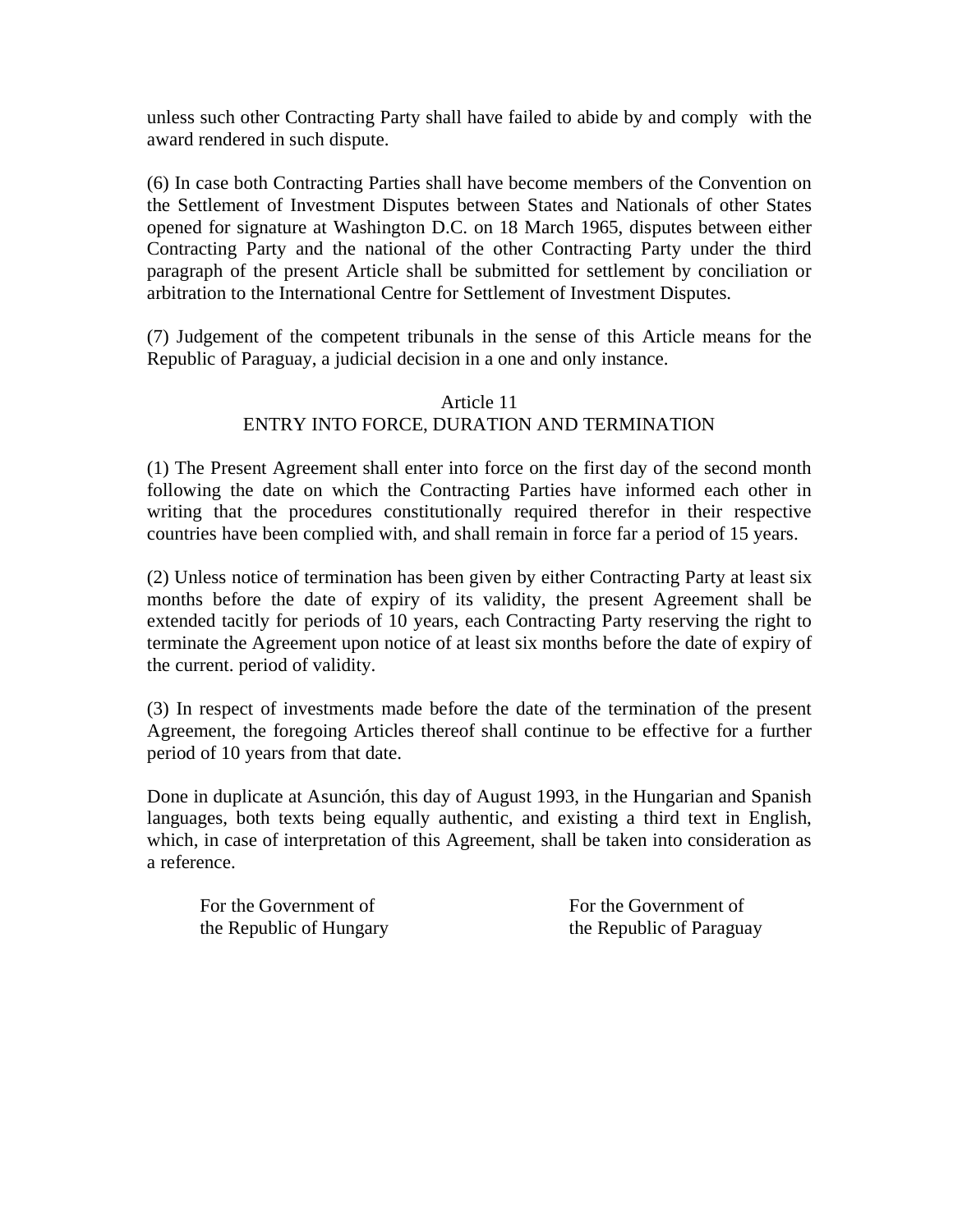unless such other Contracting Party shall have failed to abide by and comply with the award rendered in such dispute.

(6) In case both Contracting Parties shall have become members of the Convention on the Settlement of Investment Disputes between States and Nationals of other States opened for signature at Washington D.C. on 18 March 1965, disputes between either Contracting Party and the national of the other Contracting Party under the third paragraph of the present Article shall be submitted for settlement by conciliation or arbitration to the International Centre for Settlement of Investment Disputes.

(7) Judgement of the competent tribunals in the sense of this Article means for the Republic of Paraguay, a judicial decision in a one and only instance.

## Article 11
## ENTRY INTO FORCE, DURATION AND TERMINATION

(1) The Present Agreement shall enter into force on the first day of the second month following the date on which the Contracting Parties have informed each other in writing that the procedures constitutionally required therefor in their respective countries have been complied with, and shall remain in force far a period of 15 years.

(2) Unless notice of termination has been given by either Contracting Party at least six months before the date of expiry of its validity, the present Agreement shall be extended tacitly for periods of 10 years, each Contracting Party reserving the right to terminate the Agreement upon notice of at least six months before the date of expiry of the current. period of validity.

(3) In respect of investments made before the date of the termination of the present Agreement, the foregoing Articles thereof shall continue to be effective for a further period of 10 years from that date.

Done in duplicate at Asunción, this day of August 1993, in the Hungarian and Spanish languages, both texts being equally authentic, and existing a third text in English, which, in case of interpretation of this Agreement, shall be taken into consideration as a reference.

For the Government of
the Republic of Hungary

For the Government of
the Republic of Paraguay